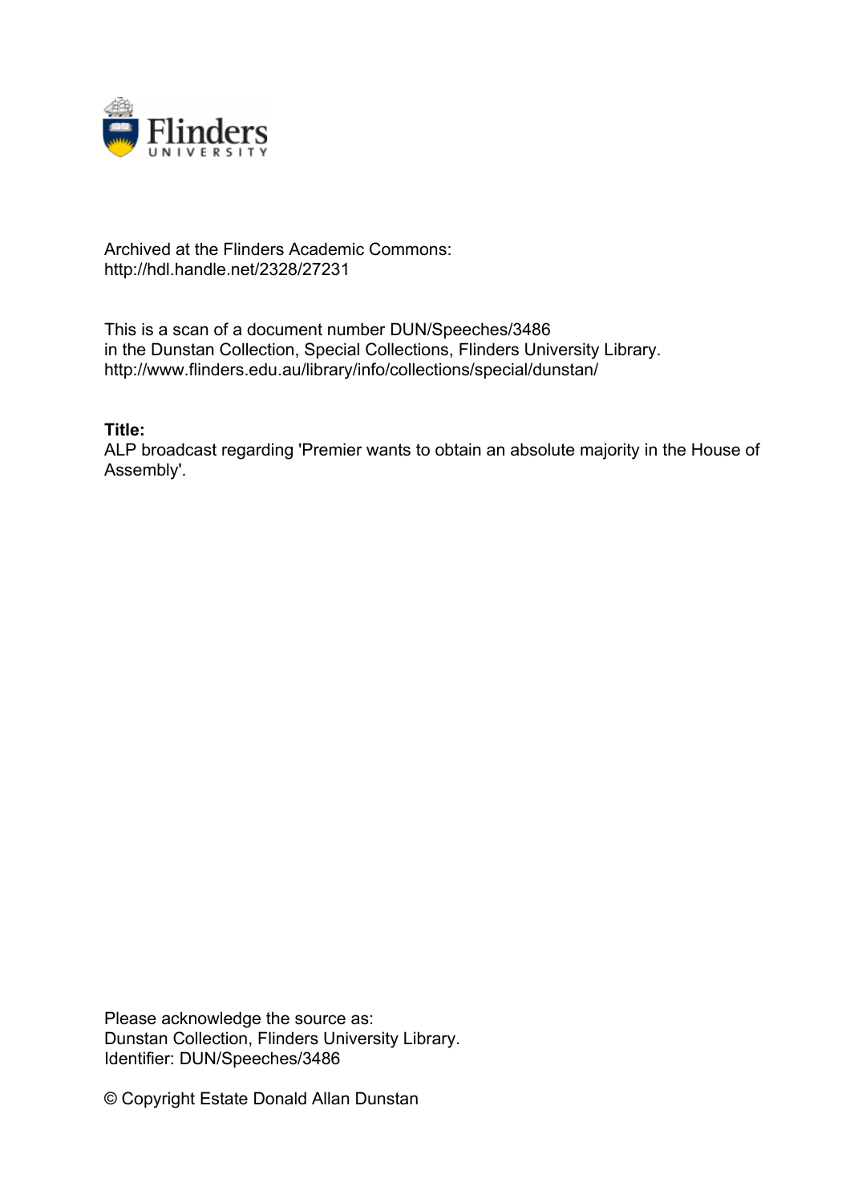Archived at the Flinders Academic Commons:
http://hdl.handle.net/2328/27231

This is a scan of a document number DUN/Speeches/3486
in the Dunstan Collection, Special Collections, Flinders University Library.
http://www.flinders.edu.au/library/info/collections/special/dunstan/

**Title:**
ALP broadcast regarding 'Premier wants to obtain an absolute majority in the House of Assembly'.

Please acknowledge the source as:
Dunstan Collection, Flinders University Library.
Identifier: DUN/Speeches/3486

© Copyright Estate Donald Allan Dunstan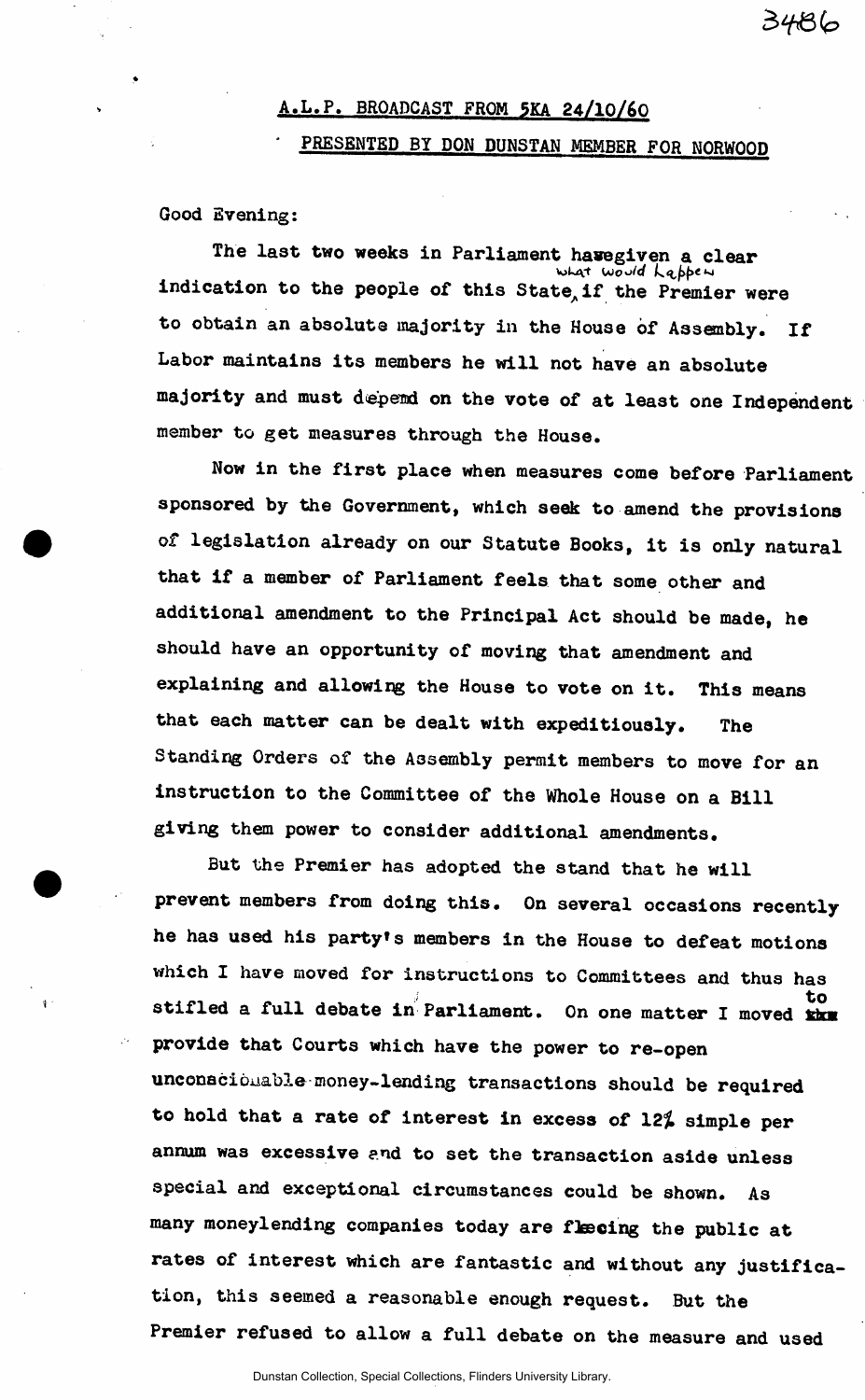## A.L.P. BROADCAST FROM 5KA 24/10/60

### PRESENTED BY DON DUNSTAN MEMBER FOR NORWOOD

Good Evening:

The last two weeks in Parliament have given a clear indication to the people of this State what would happen if the Premier were to obtain an absolute majority in the House of Assembly. If Labor maintains its members he will not have an absolute majority and must depend on the vote of at least one Independent member to get measures through the House.

Now in the first place when measures come before Parliament sponsored by the Government, which seek to amend the provisions of legislation already on our Statute Books, it is only natural that if a member of Parliament feels that some other and additional amendment to the Principal Act should be made, he should have an opportunity of moving that amendment and explaining and allowing the House to vote on it. This means that each matter can be dealt with expeditiously. The Standing Orders of the Assembly permit members to move for an instruction to the Committee of the Whole House on a Bill giving them power to consider additional amendments.

But the Premier has adopted the stand that he will prevent members from doing this. On several occasions recently he has used his party's members in the House to defeat motions which I have moved for instructions to Committees and thus has stifled a full debate in Parliament. On one matter I moved to provide that Courts which have the power to re-open unconscionable money-lending transactions should be required to hold that a rate of interest in excess of 12% simple per annum was excessive and to set the transaction aside unless special and exceptional circumstances could be shown. As many moneylending companies today are fleecing the public at rates of interest which are fantastic and without any justification, this seemed a reasonable enough request. But the Premier refused to allow a full debate on the measure and used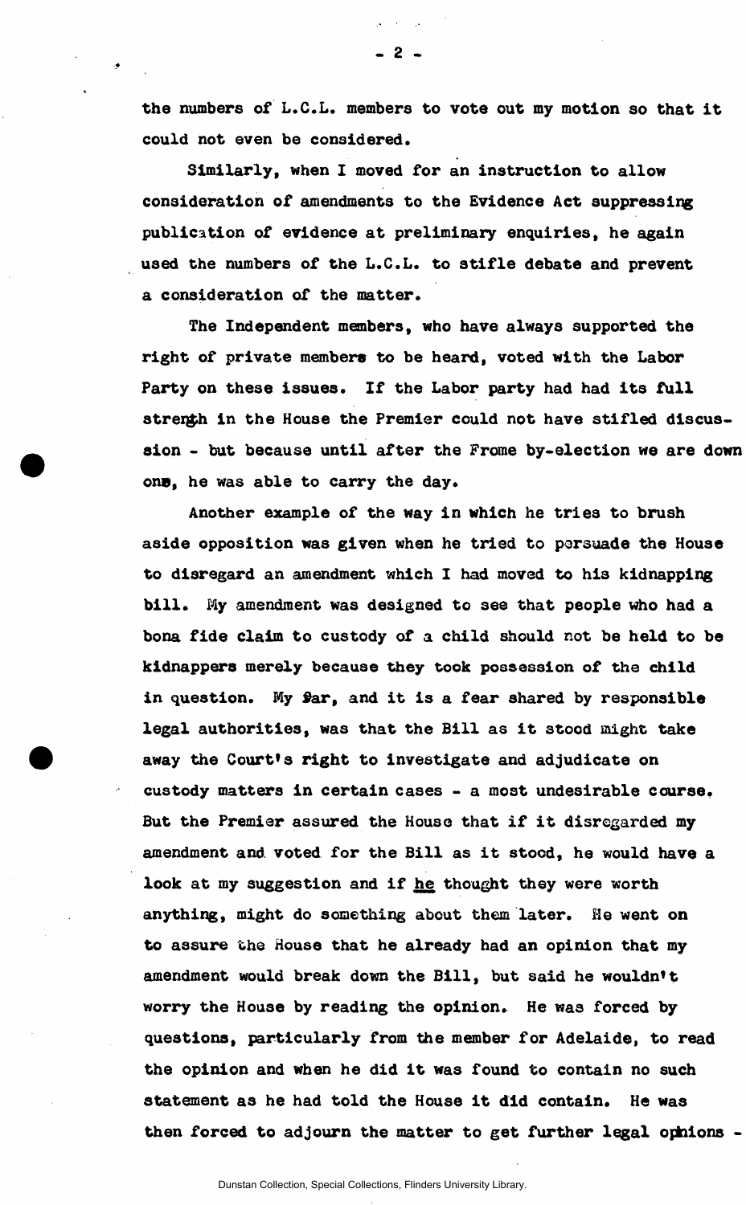the numbers of L.C.L. members to vote out my motion so that it could not even be considered.

Similarly, when I moved for an instruction to allow consideration of amendments to the Evidence Act suppressing publication of evidence at preliminary enquiries, he again used the numbers of the L.C.L. to stifle debate and prevent a consideration of the matter.

The Independent members, who have always supported the right of private members to be heard, voted with the Labor Party on these issues. If the Labor party had had its full strength in the House the Premier could not have stifled discussion - but because until after the Frome by-election we are down one, he was able to carry the day.

Another example of the way in which he tries to brush aside opposition was given when he tried to persuade the House to disregard an amendment which I had moved to his kidnapping bill. My amendment was designed to see that people who had a bona fide claim to custody of a child should not be held to be kidnappers merely because they took possession of the child in question. My fear, and it is a fear shared by responsible legal authorities, was that the Bill as it stood might take away the Court's right to investigate and adjudicate on custody matters in certain cases - a most undesirable course. But the Premier assured the House that if it disregarded my amendment and voted for the Bill as it stood, he would have a look at my suggestion and if <u>he</u> thought they were worth anything, might do something about them later. He went on to assure the House that he already had an opinion that my amendment would break down the Bill, but said he wouldn't worry the House by reading the opinion. He was forced by questions, particularly from the member for Adelaide, to read the opinion and when he did it was found to contain no such statement as he had told the House it did contain. He was then forced to adjourn the matter to get further legal opinions -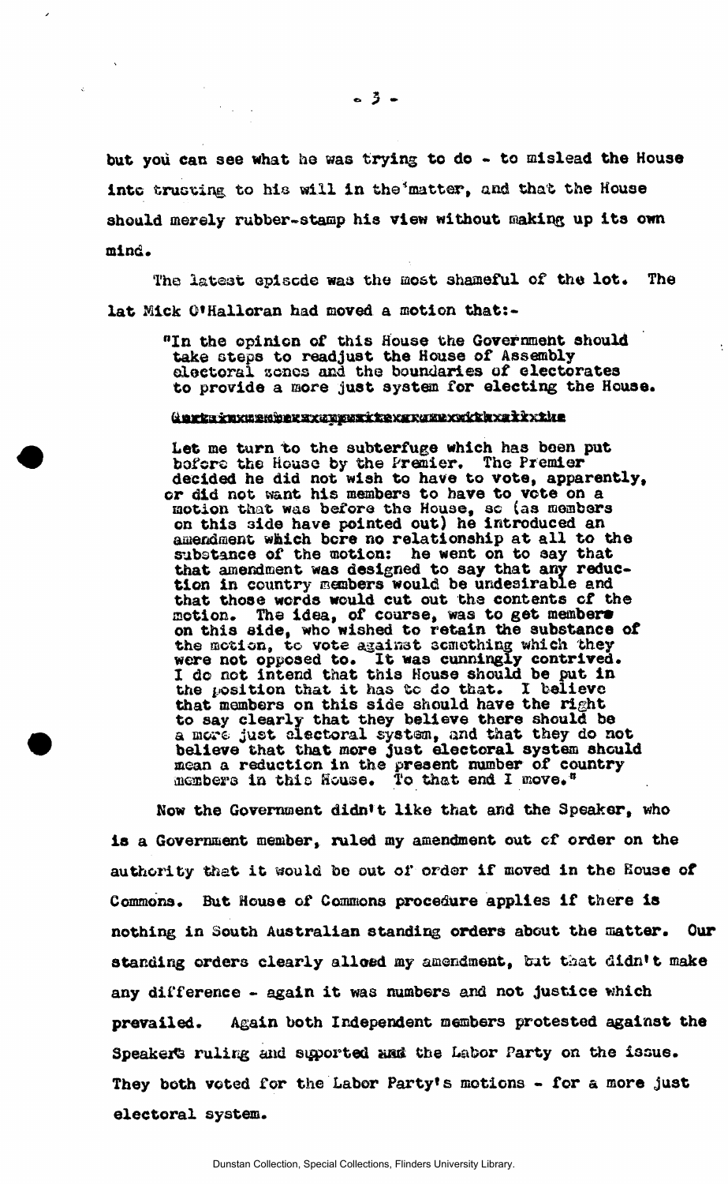but you can see what he was trying to do - to mislead the House into trusting to his will in the matter, and that the House should merely rubber-stamp his view without making up its own mind.

The latest episode was the most shameful of the lot. The lat Mick O'Halloran had moved a motion that:-

> "In the opinion of this House the Government should take steps to readjust the House of Assembly electoral zones and the boundaries of electorates to provide a more just system for electing the House.
>
> Let me turn to the subterfuge which has been put before the House by the Premier. The Premier decided he did not wish to have to vote, apparently, or did not want his members to have to vote on a motion that was before the House, so (as members on this side have pointed out) he introduced an amendment which bore no relationship at all to the substance of the motion: he went on to say that that amendment was designed to say that any reduction in country members would be undesirable and that those words would cut out the contents of the motion. The idea, of course, was to get members on this side, who wished to retain the substance of the motion, to vote against something which they were not opposed to. It was cunningly contrived. I do not intend that this House should be put in the position that it has to do that. I believe that members on this side should have the right to say clearly that they believe there should be a more just electoral system, and that they do not believe that that more just electoral system should mean a reduction in the present number of country members in this House. To that end I move."

Now the Government didn't like that and the Speaker, who is a Government member, ruled my amendment out of order on the authority that it would be out of order if moved in the House of Commons. But House of Commons procedure applies if there is nothing in South Australian standing orders about the matter. Our standing orders clearly alloed my amendment, but that didn't make any difference - again it was numbers and not justice which prevailed. Again both Independent members protested against the Speaker's ruling and supported the Labor Party on the issue. They both voted for the Labor Party's motions - for a more just electoral system.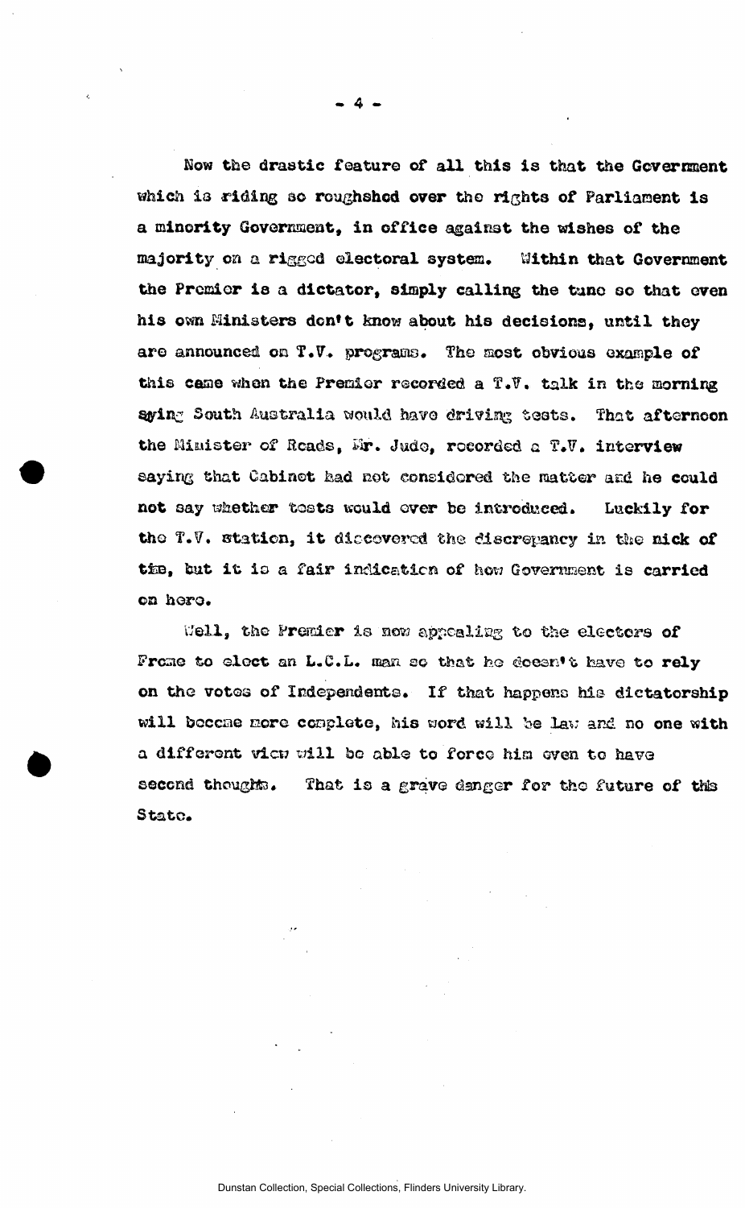Now the drastic feature of all this is that the Government which is riding so roughshod over the rights of Parliament is a minority Government, in office against the wishes of the majority on a rigged electoral system. Within that Government the Premier is a dictator, simply calling the tune so that even his own Ministers don't know about his decisions, until they are announced on T.V. programs. The most obvious example of this came when the Premier recorded a T.V. talk in the morning sying South Australia would have driving tests. That afternoon the Minister of Roads, Mr. Judo, recorded a T.V. interview saying that Cabinet had not considered the matter and he could not say whether tests would ever be introduced. Luckily for the T.V. station, it discovered the discrepancy in the nick of time, but it is a fair indication of how Government is carried on here.

Well, the Premier is now appealing to the electors of Frome to elect an L.C.L. man so that he doesn't have to rely on the votes of Independents. If that happens his dictatorship will become more complete, his word will be law and no one with a different view will be able to force him even to have second thoughts. That is a grave danger for the future of this State.

Dunstan Collection, Special Collections, Flinders University Library.